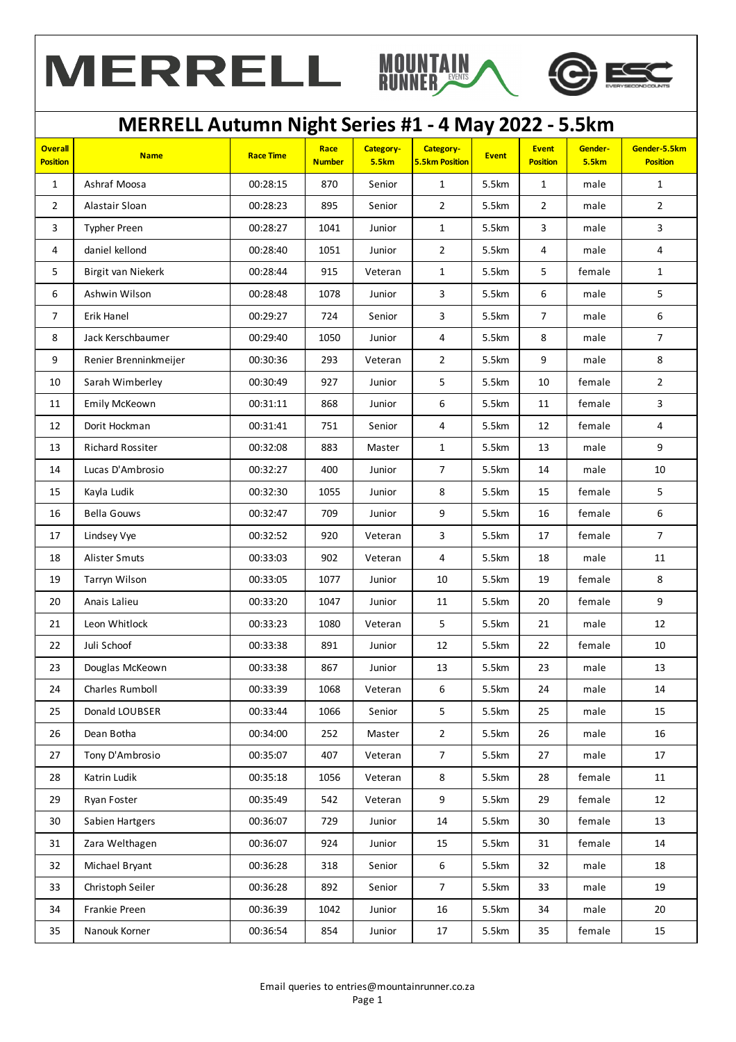# MERRELL Autumn Night Series #1 - 4 May 2022 - 5.5km

| Overall Position | Name | Race Time | Race Number | Category-5.5km | Category-5.5km Position | Event | Event Position | Gender-5.5km | Gender-5.5km Position |
|---|---|---|---|---|---|---|---|---|---|
| 1 | Ashraf Moosa | 00:28:15 | 870 | Senior | 1 | 5.5km | 1 | male | 1 |
| 2 | Alastair Sloan | 00:28:23 | 895 | Senior | 2 | 5.5km | 2 | male | 2 |
| 3 | Typher Preen | 00:28:27 | 1041 | Junior | 1 | 5.5km | 3 | male | 3 |
| 4 | daniel kellond | 00:28:40 | 1051 | Junior | 2 | 5.5km | 4 | male | 4 |
| 5 | Birgit van Niekerk | 00:28:44 | 915 | Veteran | 1 | 5.5km | 5 | female | 1 |
| 6 | Ashwin Wilson | 00:28:48 | 1078 | Junior | 3 | 5.5km | 6 | male | 5 |
| 7 | Erik Hanel | 00:29:27 | 724 | Senior | 3 | 5.5km | 7 | male | 6 |
| 8 | Jack Kerschbaumer | 00:29:40 | 1050 | Junior | 4 | 5.5km | 8 | male | 7 |
| 9 | Renier Brenninkmeijer | 00:30:36 | 293 | Veteran | 2 | 5.5km | 9 | male | 8 |
| 10 | Sarah Wimberley | 00:30:49 | 927 | Junior | 5 | 5.5km | 10 | female | 2 |
| 11 | Emily McKeown | 00:31:11 | 868 | Junior | 6 | 5.5km | 11 | female | 3 |
| 12 | Dorit Hockman | 00:31:41 | 751 | Senior | 4 | 5.5km | 12 | female | 4 |
| 13 | Richard Rossiter | 00:32:08 | 883 | Master | 1 | 5.5km | 13 | male | 9 |
| 14 | Lucas D'Ambrosio | 00:32:27 | 400 | Junior | 7 | 5.5km | 14 | male | 10 |
| 15 | Kayla Ludik | 00:32:30 | 1055 | Junior | 8 | 5.5km | 15 | female | 5 |
| 16 | Bella Gouws | 00:32:47 | 709 | Junior | 9 | 5.5km | 16 | female | 6 |
| 17 | Lindsey Vye | 00:32:52 | 920 | Veteran | 3 | 5.5km | 17 | female | 7 |
| 18 | Alister Smuts | 00:33:03 | 902 | Veteran | 4 | 5.5km | 18 | male | 11 |
| 19 | Tarryn Wilson | 00:33:05 | 1077 | Junior | 10 | 5.5km | 19 | female | 8 |
| 20 | Anais Lalieu | 00:33:20 | 1047 | Junior | 11 | 5.5km | 20 | female | 9 |
| 21 | Leon Whitlock | 00:33:23 | 1080 | Veteran | 5 | 5.5km | 21 | male | 12 |
| 22 | Juli Schoof | 00:33:38 | 891 | Junior | 12 | 5.5km | 22 | female | 10 |
| 23 | Douglas McKeown | 00:33:38 | 867 | Junior | 13 | 5.5km | 23 | male | 13 |
| 24 | Charles Rumboll | 00:33:39 | 1068 | Veteran | 6 | 5.5km | 24 | male | 14 |
| 25 | Donald LOUBSER | 00:33:44 | 1066 | Senior | 5 | 5.5km | 25 | male | 15 |
| 26 | Dean Botha | 00:34:00 | 252 | Master | 2 | 5.5km | 26 | male | 16 |
| 27 | Tony D'Ambrosio | 00:35:07 | 407 | Veteran | 7 | 5.5km | 27 | male | 17 |
| 28 | Katrin Ludik | 00:35:18 | 1056 | Veteran | 8 | 5.5km | 28 | female | 11 |
| 29 | Ryan Foster | 00:35:49 | 542 | Veteran | 9 | 5.5km | 29 | female | 12 |
| 30 | Sabien Hartgers | 00:36:07 | 729 | Junior | 14 | 5.5km | 30 | female | 13 |
| 31 | Zara Welthagen | 00:36:07 | 924 | Junior | 15 | 5.5km | 31 | female | 14 |
| 32 | Michael Bryant | 00:36:28 | 318 | Senior | 6 | 5.5km | 32 | male | 18 |
| 33 | Christoph Seiler | 00:36:28 | 892 | Senior | 7 | 5.5km | 33 | male | 19 |
| 34 | Frankie Preen | 00:36:39 | 1042 | Junior | 16 | 5.5km | 34 | male | 20 |
| 35 | Nanouk Korner | 00:36:54 | 854 | Junior | 17 | 5.5km | 35 | female | 15 |

Email queries to entries@mountainrunner.co.za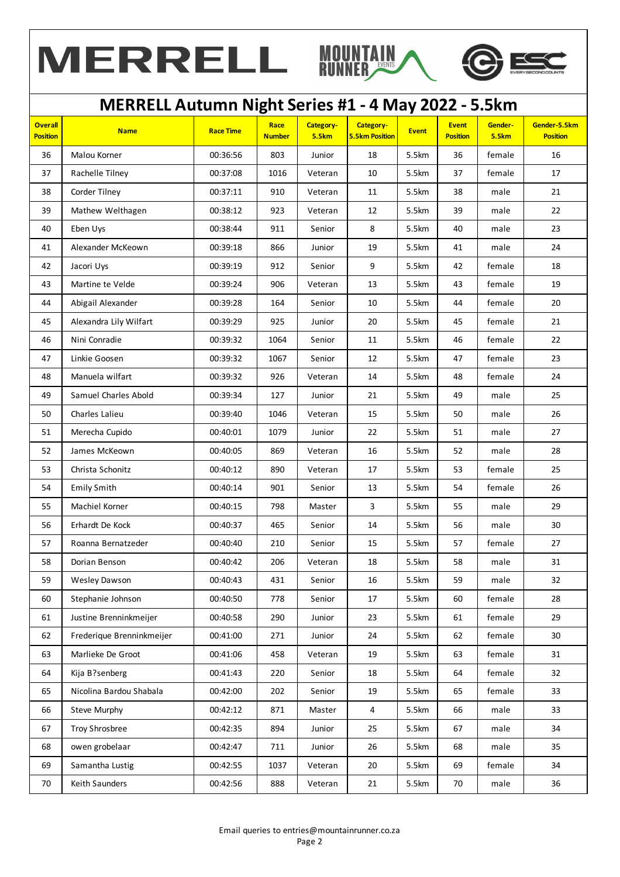# MERRELL Autumn Night Series #1 - 4 May 2022 - 5.5km

| Overall Position | Name | Race Time | Race Number | Category-5.5km | Category-5.5km Position | Event | Event Position | Gender-5.5km | Gender-5.5km Position |
|---|---|---|---|---|---|---|---|---|---|
| 36 | Malou Korner | 00:36:56 | 803 | Junior | 18 | 5.5km | 36 | female | 16 |
| 37 | Rachelle Tilney | 00:37:08 | 1016 | Veteran | 10 | 5.5km | 37 | female | 17 |
| 38 | Corder Tilney | 00:37:11 | 910 | Veteran | 11 | 5.5km | 38 | male | 21 |
| 39 | Mathew Welthagen | 00:38:12 | 923 | Veteran | 12 | 5.5km | 39 | male | 22 |
| 40 | Eben Uys | 00:38:44 | 911 | Senior | 8 | 5.5km | 40 | male | 23 |
| 41 | Alexander McKeown | 00:39:18 | 866 | Junior | 19 | 5.5km | 41 | male | 24 |
| 42 | Jacori Uys | 00:39:19 | 912 | Senior | 9 | 5.5km | 42 | female | 18 |
| 43 | Martine te Velde | 00:39:24 | 906 | Veteran | 13 | 5.5km | 43 | female | 19 |
| 44 | Abigail Alexander | 00:39:28 | 164 | Senior | 10 | 5.5km | 44 | female | 20 |
| 45 | Alexandra Lily Wilfart | 00:39:29 | 925 | Junior | 20 | 5.5km | 45 | female | 21 |
| 46 | Nini Conradie | 00:39:32 | 1064 | Senior | 11 | 5.5km | 46 | female | 22 |
| 47 | Linkie Goosen | 00:39:32 | 1067 | Senior | 12 | 5.5km | 47 | female | 23 |
| 48 | Manuela wilfart | 00:39:32 | 926 | Veteran | 14 | 5.5km | 48 | female | 24 |
| 49 | Samuel Charles Abold | 00:39:34 | 127 | Junior | 21 | 5.5km | 49 | male | 25 |
| 50 | Charles Lalieu | 00:39:40 | 1046 | Veteran | 15 | 5.5km | 50 | male | 26 |
| 51 | Merecha Cupido | 00:40:01 | 1079 | Junior | 22 | 5.5km | 51 | male | 27 |
| 52 | James McKeown | 00:40:05 | 869 | Veteran | 16 | 5.5km | 52 | male | 28 |
| 53 | Christa Schonitz | 00:40:12 | 890 | Veteran | 17 | 5.5km | 53 | female | 25 |
| 54 | Emily Smith | 00:40:14 | 901 | Senior | 13 | 5.5km | 54 | female | 26 |
| 55 | Machiel Korner | 00:40:15 | 798 | Master | 3 | 5.5km | 55 | male | 29 |
| 56 | Erhardt De Kock | 00:40:37 | 465 | Senior | 14 | 5.5km | 56 | male | 30 |
| 57 | Roanna Bernatzeder | 00:40:40 | 210 | Senior | 15 | 5.5km | 57 | female | 27 |
| 58 | Dorian Benson | 00:40:42 | 206 | Veteran | 18 | 5.5km | 58 | male | 31 |
| 59 | Wesley Dawson | 00:40:43 | 431 | Senior | 16 | 5.5km | 59 | male | 32 |
| 60 | Stephanie Johnson | 00:40:50 | 778 | Senior | 17 | 5.5km | 60 | female | 28 |
| 61 | Justine Brenninkmeijer | 00:40:58 | 290 | Junior | 23 | 5.5km | 61 | female | 29 |
| 62 | Frederique Brenninkmeijer | 00:41:00 | 271 | Junior | 24 | 5.5km | 62 | female | 30 |
| 63 | Marlieke De Groot | 00:41:06 | 458 | Veteran | 19 | 5.5km | 63 | female | 31 |
| 64 | Kija B?senberg | 00:41:43 | 220 | Senior | 18 | 5.5km | 64 | female | 32 |
| 65 | Nicolina Bardou Shabala | 00:42:00 | 202 | Senior | 19 | 5.5km | 65 | female | 33 |
| 66 | Steve Murphy | 00:42:12 | 871 | Master | 4 | 5.5km | 66 | male | 33 |
| 67 | Troy Shrosbree | 00:42:35 | 894 | Junior | 25 | 5.5km | 67 | male | 34 |
| 68 | owen grobelaar | 00:42:47 | 711 | Junior | 26 | 5.5km | 68 | male | 35 |
| 69 | Samantha Lustig | 00:42:55 | 1037 | Veteran | 20 | 5.5km | 69 | female | 34 |
| 70 | Keith Saunders | 00:42:56 | 888 | Veteran | 21 | 5.5km | 70 | male | 36 |

Email queries to entries@mountainrunner.co.za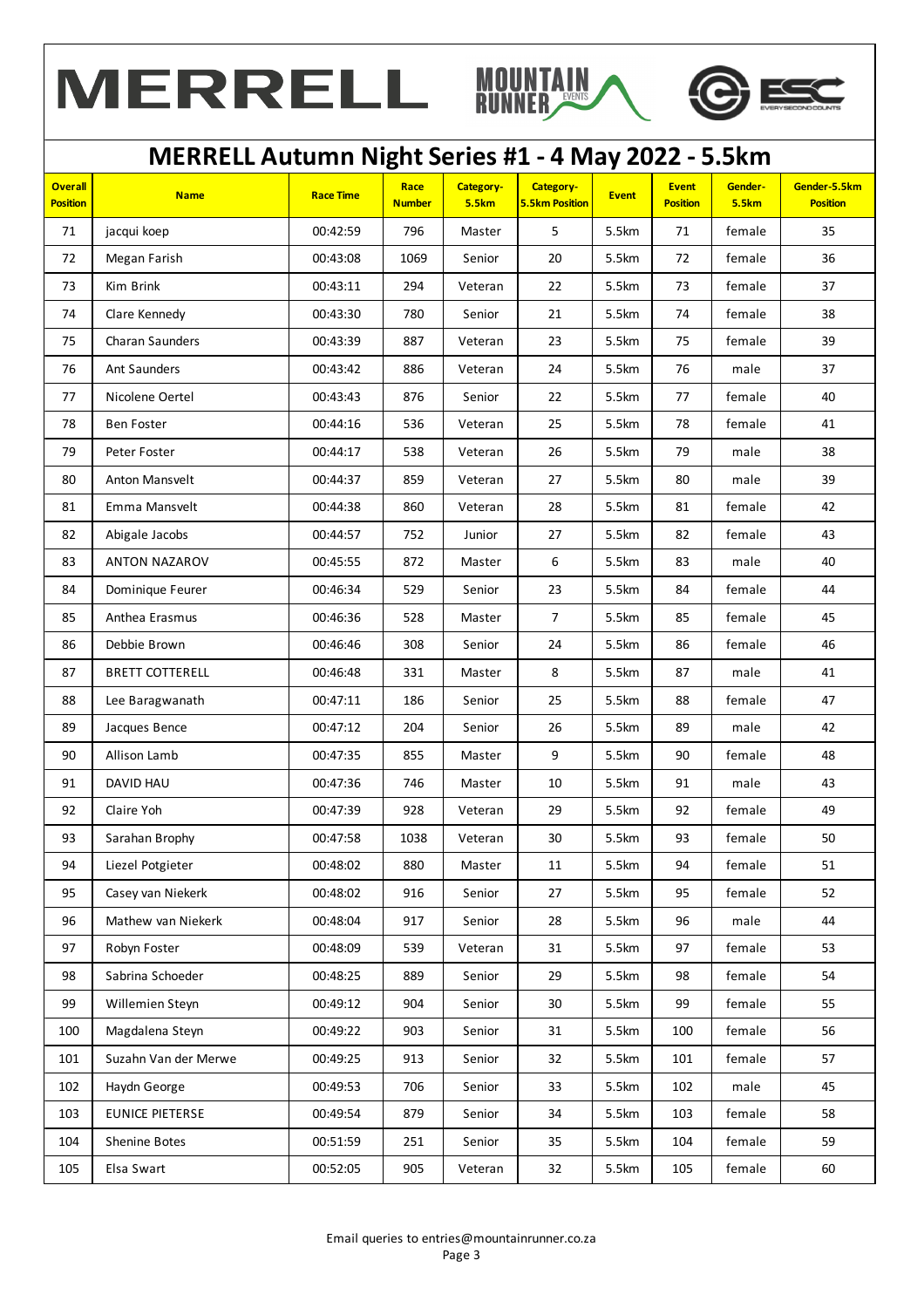# MERRELL Autumn Night Series #1 - 4 May 2022 - 5.5km

| Overall Position | Name | Race Time | Race Number | Category-5.5km | Category-5.5km Position | Event | Event Position | Gender-5.5km | Gender-5.5km Position |
|---|---|---|---|---|---|---|---|---|---|
| 71 | jacqui koep | 00:42:59 | 796 | Master | 5 | 5.5km | 71 | female | 35 |
| 72 | Megan Farish | 00:43:08 | 1069 | Senior | 20 | 5.5km | 72 | female | 36 |
| 73 | Kim Brink | 00:43:11 | 294 | Veteran | 22 | 5.5km | 73 | female | 37 |
| 74 | Clare Kennedy | 00:43:30 | 780 | Senior | 21 | 5.5km | 74 | female | 38 |
| 75 | Charan Saunders | 00:43:39 | 887 | Veteran | 23 | 5.5km | 75 | female | 39 |
| 76 | Ant Saunders | 00:43:42 | 886 | Veteran | 24 | 5.5km | 76 | male | 37 |
| 77 | Nicolene Oertel | 00:43:43 | 876 | Senior | 22 | 5.5km | 77 | female | 40 |
| 78 | Ben Foster | 00:44:16 | 536 | Veteran | 25 | 5.5km | 78 | female | 41 |
| 79 | Peter Foster | 00:44:17 | 538 | Veteran | 26 | 5.5km | 79 | male | 38 |
| 80 | Anton Mansvelt | 00:44:37 | 859 | Veteran | 27 | 5.5km | 80 | male | 39 |
| 81 | Emma Mansvelt | 00:44:38 | 860 | Veteran | 28 | 5.5km | 81 | female | 42 |
| 82 | Abigale Jacobs | 00:44:57 | 752 | Junior | 27 | 5.5km | 82 | female | 43 |
| 83 | ANTON NAZAROV | 00:45:55 | 872 | Master | 6 | 5.5km | 83 | male | 40 |
| 84 | Dominique Feurer | 00:46:34 | 529 | Senior | 23 | 5.5km | 84 | female | 44 |
| 85 | Anthea Erasmus | 00:46:36 | 528 | Master | 7 | 5.5km | 85 | female | 45 |
| 86 | Debbie Brown | 00:46:46 | 308 | Senior | 24 | 5.5km | 86 | female | 46 |
| 87 | BRETT COTTERELL | 00:46:48 | 331 | Master | 8 | 5.5km | 87 | male | 41 |
| 88 | Lee Baragwanath | 00:47:11 | 186 | Senior | 25 | 5.5km | 88 | female | 47 |
| 89 | Jacques Bence | 00:47:12 | 204 | Senior | 26 | 5.5km | 89 | male | 42 |
| 90 | Allison Lamb | 00:47:35 | 855 | Master | 9 | 5.5km | 90 | female | 48 |
| 91 | DAVID HAU | 00:47:36 | 746 | Master | 10 | 5.5km | 91 | male | 43 |
| 92 | Claire Yoh | 00:47:39 | 928 | Veteran | 29 | 5.5km | 92 | female | 49 |
| 93 | Sarahan Brophy | 00:47:58 | 1038 | Veteran | 30 | 5.5km | 93 | female | 50 |
| 94 | Liezel Potgieter | 00:48:02 | 880 | Master | 11 | 5.5km | 94 | female | 51 |
| 95 | Casey van Niekerk | 00:48:02 | 916 | Senior | 27 | 5.5km | 95 | female | 52 |
| 96 | Mathew van Niekerk | 00:48:04 | 917 | Senior | 28 | 5.5km | 96 | male | 44 |
| 97 | Robyn Foster | 00:48:09 | 539 | Veteran | 31 | 5.5km | 97 | female | 53 |
| 98 | Sabrina Schoeder | 00:48:25 | 889 | Senior | 29 | 5.5km | 98 | female | 54 |
| 99 | Willemien Steyn | 00:49:12 | 904 | Senior | 30 | 5.5km | 99 | female | 55 |
| 100 | Magdalena Steyn | 00:49:22 | 903 | Senior | 31 | 5.5km | 100 | female | 56 |
| 101 | Suzahn Van der Merwe | 00:49:25 | 913 | Senior | 32 | 5.5km | 101 | female | 57 |
| 102 | Haydn George | 00:49:53 | 706 | Senior | 33 | 5.5km | 102 | male | 45 |
| 103 | EUNICE PIETERSE | 00:49:54 | 879 | Senior | 34 | 5.5km | 103 | female | 58 |
| 104 | Shenine Botes | 00:51:59 | 251 | Senior | 35 | 5.5km | 104 | female | 59 |
| 105 | Elsa Swart | 00:52:05 | 905 | Veteran | 32 | 5.5km | 105 | female | 60 |

Email queries to entries@mountainrunner.co.za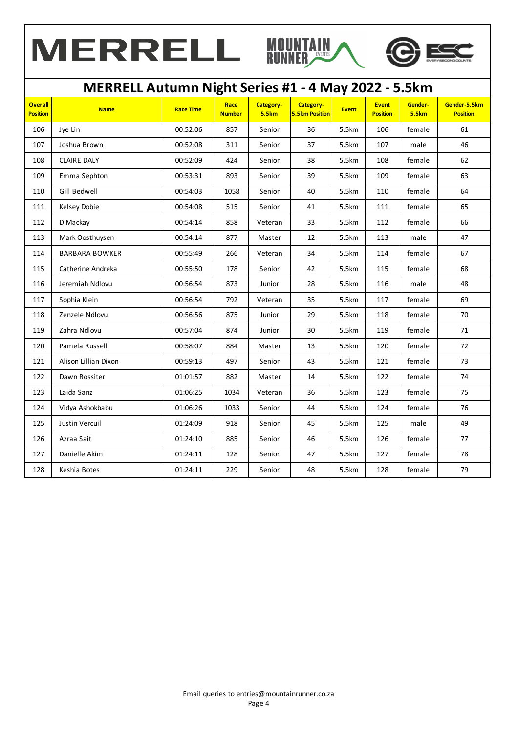# MERRELL Autumn Night Series #1 - 4 May 2022 - 5.5km

| Overall Position | Name | Race Time | Race Number | Category-5.5km | Category-5.5km Position | Event | Event Position | Gender-5.5km | Gender-5.5km Position |
|---|---|---|---|---|---|---|---|---|---|
| 106 | Jye Lin | 00:52:06 | 857 | Senior | 36 | 5.5km | 106 | female | 61 |
| 107 | Joshua Brown | 00:52:08 | 311 | Senior | 37 | 5.5km | 107 | male | 46 |
| 108 | CLAIRE DALY | 00:52:09 | 424 | Senior | 38 | 5.5km | 108 | female | 62 |
| 109 | Emma Sephton | 00:53:31 | 893 | Senior | 39 | 5.5km | 109 | female | 63 |
| 110 | Gill Bedwell | 00:54:03 | 1058 | Senior | 40 | 5.5km | 110 | female | 64 |
| 111 | Kelsey Dobie | 00:54:08 | 515 | Senior | 41 | 5.5km | 111 | female | 65 |
| 112 | D Mackay | 00:54:14 | 858 | Veteran | 33 | 5.5km | 112 | female | 66 |
| 113 | Mark Oosthuysen | 00:54:14 | 877 | Master | 12 | 5.5km | 113 | male | 47 |
| 114 | BARBARA BOWKER | 00:55:49 | 266 | Veteran | 34 | 5.5km | 114 | female | 67 |
| 115 | Catherine Andreka | 00:55:50 | 178 | Senior | 42 | 5.5km | 115 | female | 68 |
| 116 | Jeremiah Ndlovu | 00:56:54 | 873 | Junior | 28 | 5.5km | 116 | male | 48 |
| 117 | Sophia Klein | 00:56:54 | 792 | Veteran | 35 | 5.5km | 117 | female | 69 |
| 118 | Zenzele Ndlovu | 00:56:56 | 875 | Junior | 29 | 5.5km | 118 | female | 70 |
| 119 | Zahra Ndlovu | 00:57:04 | 874 | Junior | 30 | 5.5km | 119 | female | 71 |
| 120 | Pamela Russell | 00:58:07 | 884 | Master | 13 | 5.5km | 120 | female | 72 |
| 121 | Alison Lillian Dixon | 00:59:13 | 497 | Senior | 43 | 5.5km | 121 | female | 73 |
| 122 | Dawn Rossiter | 01:01:57 | 882 | Master | 14 | 5.5km | 122 | female | 74 |
| 123 | Laida Sanz | 01:06:25 | 1034 | Veteran | 36 | 5.5km | 123 | female | 75 |
| 124 | Vidya Ashokbabu | 01:06:26 | 1033 | Senior | 44 | 5.5km | 124 | female | 76 |
| 125 | Justin Vercuil | 01:24:09 | 918 | Senior | 45 | 5.5km | 125 | male | 49 |
| 126 | Azraa Sait | 01:24:10 | 885 | Senior | 46 | 5.5km | 126 | female | 77 |
| 127 | Danielle Akim | 01:24:11 | 128 | Senior | 47 | 5.5km | 127 | female | 78 |
| 128 | Keshia Botes | 01:24:11 | 229 | Senior | 48 | 5.5km | 128 | female | 79 |

Email queries to entries@mountainrunner.co.za